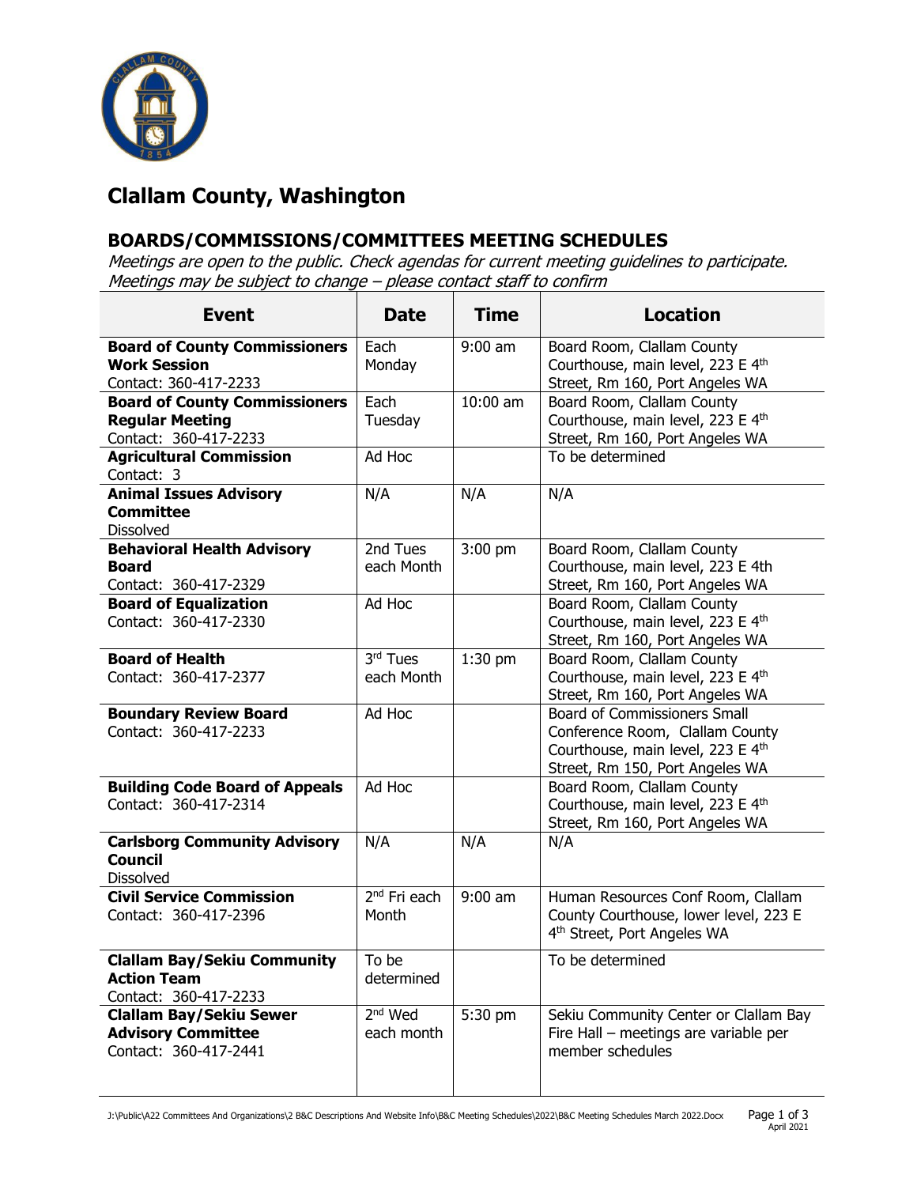# Clallam County, Washington

## BOARDS/COMMISSIONS/COMMITTEES MEETING SCHEDULES

*Meetings are open to the public. Check agendas for current meeting guidelines to participate. Meetings may be subject to change – please contact staff to confirm*

| Event | Date | Time | Location |
|---|---|---|---|
| **Board of County Commissioners Work Session** Contact: 360-417-2233 | Each Monday | 9:00 am | Board Room, Clallam County Courthouse, main level, 223 E 4th Street, Rm 160, Port Angeles WA |
| **Board of County Commissioners Regular Meeting** Contact: 360-417-2233 | Each Tuesday | 10:00 am | Board Room, Clallam County Courthouse, main level, 223 E 4th Street, Rm 160, Port Angeles WA |
| **Agricultural Commission** Contact: 3 | Ad Hoc | | To be determined |
| **Animal Issues Advisory Committee** Dissolved | N/A | N/A | N/A |
| **Behavioral Health Advisory Board** Contact: 360-417-2329 | 2nd Tues each Month | 3:00 pm | Board Room, Clallam County Courthouse, main level, 223 E 4th Street, Rm 160, Port Angeles WA |
| **Board of Equalization** Contact: 360-417-2330 | Ad Hoc | | Board Room, Clallam County Courthouse, main level, 223 E 4th Street, Rm 160, Port Angeles WA |
| **Board of Health** Contact: 360-417-2377 | 3rd Tues each Month | 1:30 pm | Board Room, Clallam County Courthouse, main level, 223 E 4th Street, Rm 160, Port Angeles WA |
| **Boundary Review Board** Contact: 360-417-2233 | Ad Hoc | | Board of Commissioners Small Conference Room, Clallam County Courthouse, main level, 223 E 4th Street, Rm 150, Port Angeles WA |
| **Building Code Board of Appeals** Contact: 360-417-2314 | Ad Hoc | | Board Room, Clallam County Courthouse, main level, 223 E 4th Street, Rm 160, Port Angeles WA |
| **Carlsborg Community Advisory Council** Dissolved | N/A | N/A | N/A |
| **Civil Service Commission** Contact: 360-417-2396 | 2nd Fri each Month | 9:00 am | Human Resources Conf Room, Clallam County Courthouse, lower level, 223 E 4th Street, Port Angeles WA |
| **Clallam Bay/Sekiu Community Action Team** Contact: 360-417-2233 | To be determined | | To be determined |
| **Clallam Bay/Sekiu Sewer Advisory Committee** Contact: 360-417-2441 | 2nd Wed each month | 5:30 pm | Sekiu Community Center or Clallam Bay Fire Hall – meetings are variable per member schedules |

J:\Public\A22 Committees And Organizations\2 B&C Descriptions And Website Info\B&C Meeting Schedules\2022\B&C Meeting Schedules March 2022.Docx
April 2021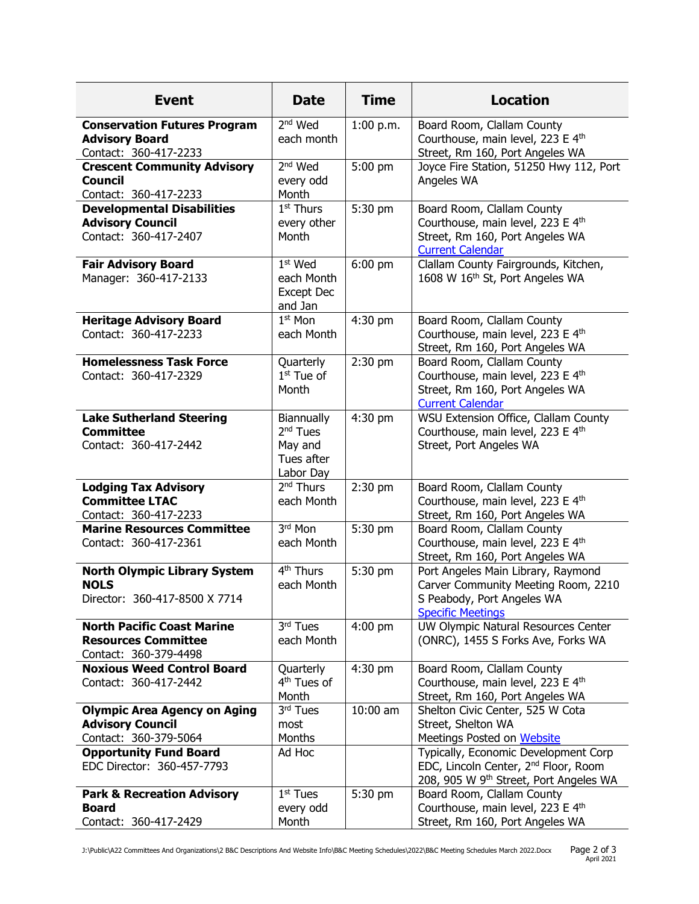| Event | Date | Time | Location |
|---|---|---|---|
| **Conservation Futures Program Advisory Board** Contact: 360-417-2233 | 2nd Wed each month | 1:00 p.m. | Board Room, Clallam County Courthouse, main level, 223 E 4th Street, Rm 160, Port Angeles WA |
| **Crescent Community Advisory Council** Contact: 360-417-2233 | 2nd Wed every odd Month | 5:00 pm | Joyce Fire Station, 51250 Hwy 112, Port Angeles WA |
| **Developmental Disabilities Advisory Council** Contact: 360-417-2407 | 1st Thurs every other Month | 5:30 pm | Board Room, Clallam County Courthouse, main level, 223 E 4th Street, Rm 160, Port Angeles WA Current Calendar |
| **Fair Advisory Board** Manager: 360-417-2133 | 1st Wed each Month Except Dec and Jan | 6:00 pm | Clallam County Fairgrounds, Kitchen, 1608 W 16th St, Port Angeles WA |
| **Heritage Advisory Board** Contact: 360-417-2233 | 1st Mon each Month | 4:30 pm | Board Room, Clallam County Courthouse, main level, 223 E 4th Street, Rm 160, Port Angeles WA |
| **Homelessness Task Force** Contact: 360-417-2329 | Quarterly 1st Tue of Month | 2:30 pm | Board Room, Clallam County Courthouse, main level, 223 E 4th Street, Rm 160, Port Angeles WA Current Calendar |
| **Lake Sutherland Steering Committee** Contact: 360-417-2442 | Biannually 2nd Tues May and Tues after Labor Day | 4:30 pm | WSU Extension Office, Clallam County Courthouse, main level, 223 E 4th Street, Port Angeles WA |
| **Lodging Tax Advisory Committee LTAC** Contact: 360-417-2233 | 2nd Thurs each Month | 2:30 pm | Board Room, Clallam County Courthouse, main level, 223 E 4th Street, Rm 160, Port Angeles WA |
| **Marine Resources Committee** Contact: 360-417-2361 | 3rd Mon each Month | 5:30 pm | Board Room, Clallam County Courthouse, main level, 223 E 4th Street, Rm 160, Port Angeles WA |
| **North Olympic Library System NOLS** Director: 360-417-8500 X 7714 | 4th Thurs each Month | 5:30 pm | Port Angeles Main Library, Raymond Carver Community Meeting Room, 2210 S Peabody, Port Angeles WA Specific Meetings |
| **North Pacific Coast Marine Resources Committee** Contact: 360-379-4498 | 3rd Tues each Month | 4:00 pm | UW Olympic Natural Resources Center (ONRC), 1455 S Forks Ave, Forks WA |
| **Noxious Weed Control Board** Contact: 360-417-2442 | Quarterly 4th Tues of Month | 4:30 pm | Board Room, Clallam County Courthouse, main level, 223 E 4th Street, Rm 160, Port Angeles WA |
| **Olympic Area Agency on Aging Advisory Council** Contact: 360-379-5064 | 3rd Tues most Months | 10:00 am | Shelton Civic Center, 525 W Cota Street, Shelton WA Meetings Posted on Website |
| **Opportunity Fund Board** EDC Director: 360-457-7793 | Ad Hoc | | Typically, Economic Development Corp EDC, Lincoln Center, 2nd Floor, Room 208, 905 W 9th Street, Port Angeles WA |
| **Park & Recreation Advisory Board** Contact: 360-417-2429 | 1st Tues every odd Month | 5:30 pm | Board Room, Clallam County Courthouse, main level, 223 E 4th Street, Rm 160, Port Angeles WA |

J:\Public\A22 Committees And Organizations\2 B&C Descriptions And Website Info\B&C Meeting Schedules\2022\B&C Meeting Schedules March 2022.Docx

April 2021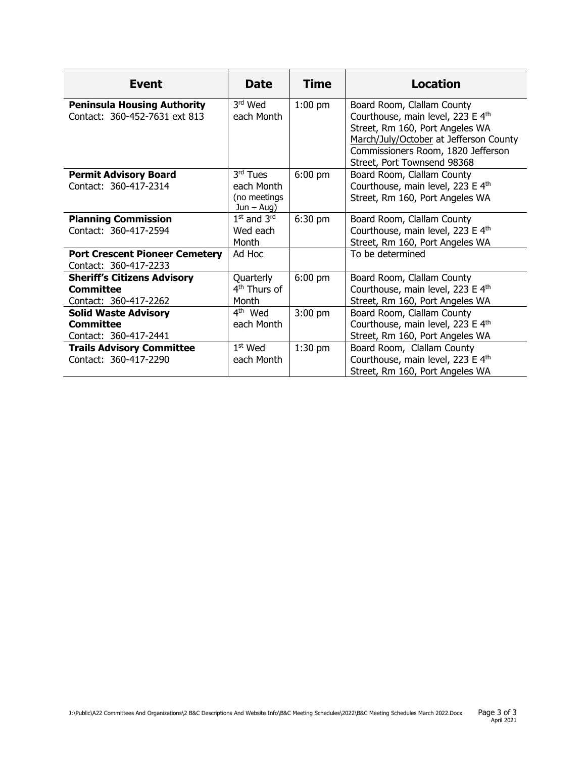| Event | Date | Time | Location |
|---|---|---|---|
| **Peninsula Housing Authority** Contact: 360-452-7631 ext 813 | 3rd Wed each Month | 1:00 pm | Board Room, Clallam County Courthouse, main level, 223 E 4th Street, Rm 160, Port Angeles WA March/July/October at Jefferson County Commissioners Room, 1820 Jefferson Street, Port Townsend 98368 |
| **Permit Advisory Board** Contact: 360-417-2314 | 3rd Tues each Month (no meetings Jun – Aug) | 6:00 pm | Board Room, Clallam County Courthouse, main level, 223 E 4th Street, Rm 160, Port Angeles WA |
| **Planning Commission** Contact: 360-417-2594 | 1st and 3rd Wed each Month | 6:30 pm | Board Room, Clallam County Courthouse, main level, 223 E 4th Street, Rm 160, Port Angeles WA |
| **Port Crescent Pioneer Cemetery** Contact: 360-417-2233 | Ad Hoc | | To be determined |
| **Sheriff's Citizens Advisory Committee** Contact: 360-417-2262 | Quarterly 4th Thurs of Month | 6:00 pm | Board Room, Clallam County Courthouse, main level, 223 E 4th Street, Rm 160, Port Angeles WA |
| **Solid Waste Advisory Committee** Contact: 360-417-2441 | 4th Wed each Month | 3:00 pm | Board Room, Clallam County Courthouse, main level, 223 E 4th Street, Rm 160, Port Angeles WA |
| **Trails Advisory Committee** Contact: 360-417-2290 | 1st Wed each Month | 1:30 pm | Board Room, Clallam County Courthouse, main level, 223 E 4th Street, Rm 160, Port Angeles WA |

J:\Public\A22 Committees And Organizations\2 B&C Descriptions And Website Info\B&C Meeting Schedules\2022\B&C Meeting Schedules March 2022.Docx

April 2021